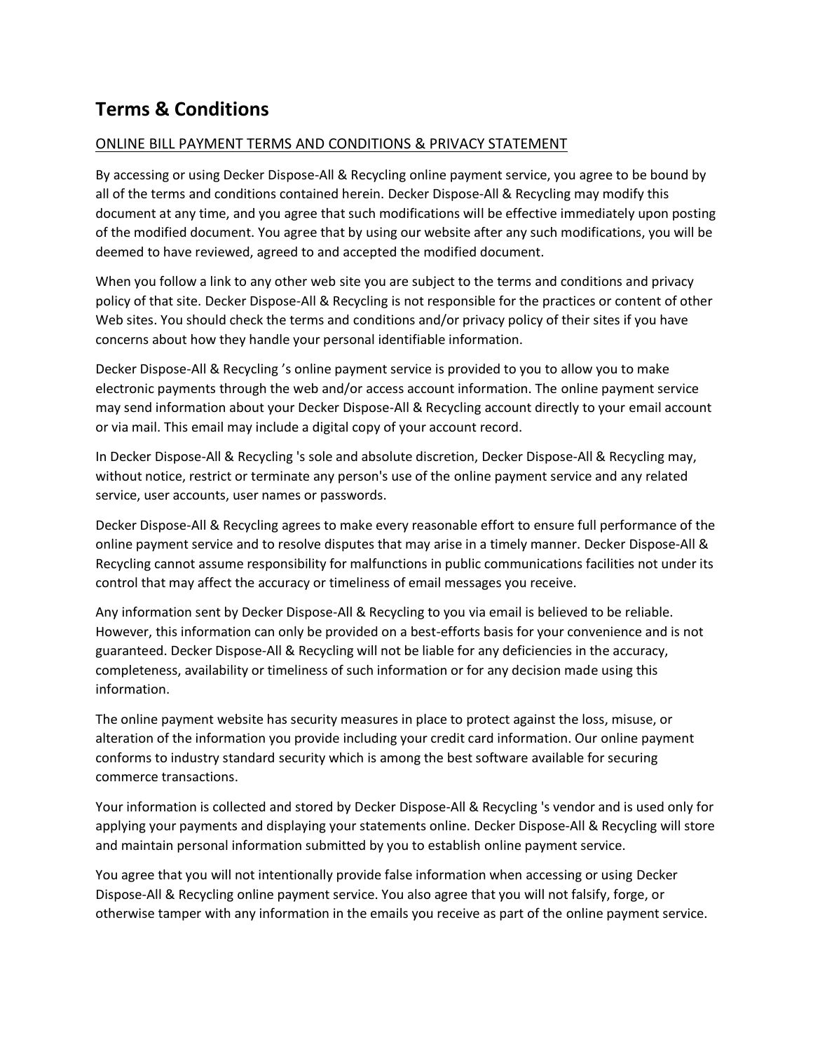# Terms & Conditions

<u>ONLINE BILL PAYMENT TERMS AND CONDITIONS & PRIVACY STATEMENT</u>

By accessing or using Decker Dispose-All & Recycling online payment service, you agree to be bound by all of the terms and conditions contained herein. Decker Dispose-All & Recycling may modify this document at any time, and you agree that such modifications will be effective immediately upon posting of the modified document. You agree that by using our website after any such modifications, you will be deemed to have reviewed, agreed to and accepted the modified document.

When you follow a link to any other web site you are subject to the terms and conditions and privacy policy of that site. Decker Dispose-All & Recycling is not responsible for the practices or content of other Web sites. You should check the terms and conditions and/or privacy policy of their sites if you have concerns about how they handle your personal identifiable information.

Decker Dispose-All & Recycling 's online payment service is provided to you to allow you to make electronic payments through the web and/or access account information. The online payment service may send information about your Decker Dispose-All & Recycling account directly to your email account or via mail. This email may include a digital copy of your account record.

In Decker Dispose-All & Recycling 's sole and absolute discretion, Decker Dispose-All & Recycling may, without notice, restrict or terminate any person's use of the online payment service and any related service, user accounts, user names or passwords.

Decker Dispose-All & Recycling agrees to make every reasonable effort to ensure full performance of the online payment service and to resolve disputes that may arise in a timely manner. Decker Dispose-All & Recycling cannot assume responsibility for malfunctions in public communications facilities not under its control that may affect the accuracy or timeliness of email messages you receive.

Any information sent by Decker Dispose-All & Recycling to you via email is believed to be reliable. However, this information can only be provided on a best-efforts basis for your convenience and is not guaranteed. Decker Dispose-All & Recycling will not be liable for any deficiencies in the accuracy, completeness, availability or timeliness of such information or for any decision made using this information.

The online payment website has security measures in place to protect against the loss, misuse, or alteration of the information you provide including your credit card information. Our online payment conforms to industry standard security which is among the best software available for securing commerce transactions.

Your information is collected and stored by Decker Dispose-All & Recycling 's vendor and is used only for applying your payments and displaying your statements online. Decker Dispose-All & Recycling will store and maintain personal information submitted by you to establish online payment service.

You agree that you will not intentionally provide false information when accessing or using Decker Dispose-All & Recycling online payment service. You also agree that you will not falsify, forge, or otherwise tamper with any information in the emails you receive as part of the online payment service.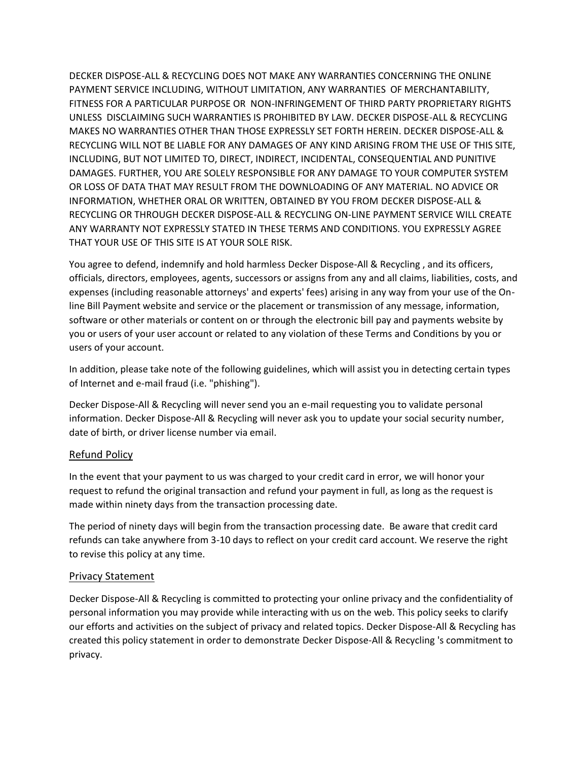DECKER DISPOSE-ALL & RECYCLING DOES NOT MAKE ANY WARRANTIES CONCERNING THE ONLINE PAYMENT SERVICE INCLUDING, WITHOUT LIMITATION, ANY WARRANTIES OF MERCHANTABILITY, FITNESS FOR A PARTICULAR PURPOSE OR NON-INFRINGEMENT OF THIRD PARTY PROPRIETARY RIGHTS UNLESS DISCLAIMING SUCH WARRANTIES IS PROHIBITED BY LAW. DECKER DISPOSE-ALL & RECYCLING MAKES NO WARRANTIES OTHER THAN THOSE EXPRESSLY SET FORTH HEREIN. DECKER DISPOSE-ALL & RECYCLING WILL NOT BE LIABLE FOR ANY DAMAGES OF ANY KIND ARISING FROM THE USE OF THIS SITE, INCLUDING, BUT NOT LIMITED TO, DIRECT, INDIRECT, INCIDENTAL, CONSEQUENTIAL AND PUNITIVE DAMAGES. FURTHER, YOU ARE SOLELY RESPONSIBLE FOR ANY DAMAGE TO YOUR COMPUTER SYSTEM OR LOSS OF DATA THAT MAY RESULT FROM THE DOWNLOADING OF ANY MATERIAL. NO ADVICE OR INFORMATION, WHETHER ORAL OR WRITTEN, OBTAINED BY YOU FROM DECKER DISPOSE-ALL & RECYCLING OR THROUGH DECKER DISPOSE-ALL & RECYCLING ON-LINE PAYMENT SERVICE WILL CREATE ANY WARRANTY NOT EXPRESSLY STATED IN THESE TERMS AND CONDITIONS. YOU EXPRESSLY AGREE THAT YOUR USE OF THIS SITE IS AT YOUR SOLE RISK.

You agree to defend, indemnify and hold harmless Decker Dispose-All & Recycling , and its officers, officials, directors, employees, agents, successors or assigns from any and all claims, liabilities, costs, and expenses (including reasonable attorneys' and experts' fees) arising in any way from your use of the On-line Bill Payment website and service or the placement or transmission of any message, information, software or other materials or content on or through the electronic bill pay and payments website by you or users of your user account or related to any violation of these Terms and Conditions by you or users of your account.

In addition, please take note of the following guidelines, which will assist you in detecting certain types of Internet and e-mail fraud (i.e. "phishing").

Decker Dispose-All & Recycling will never send you an e-mail requesting you to validate personal information. Decker Dispose-All & Recycling will never ask you to update your social security number, date of birth, or driver license number via email.

## Refund Policy

In the event that your payment to us was charged to your credit card in error, we will honor your request to refund the original transaction and refund your payment in full, as long as the request is made within ninety days from the transaction processing date.

The period of ninety days will begin from the transaction processing date. Be aware that credit card refunds can take anywhere from 3-10 days to reflect on your credit card account. We reserve the right to revise this policy at any time.

## Privacy Statement

Decker Dispose-All & Recycling is committed to protecting your online privacy and the confidentiality of personal information you may provide while interacting with us on the web. This policy seeks to clarify our efforts and activities on the subject of privacy and related topics. Decker Dispose-All & Recycling has created this policy statement in order to demonstrate Decker Dispose-All & Recycling 's commitment to privacy.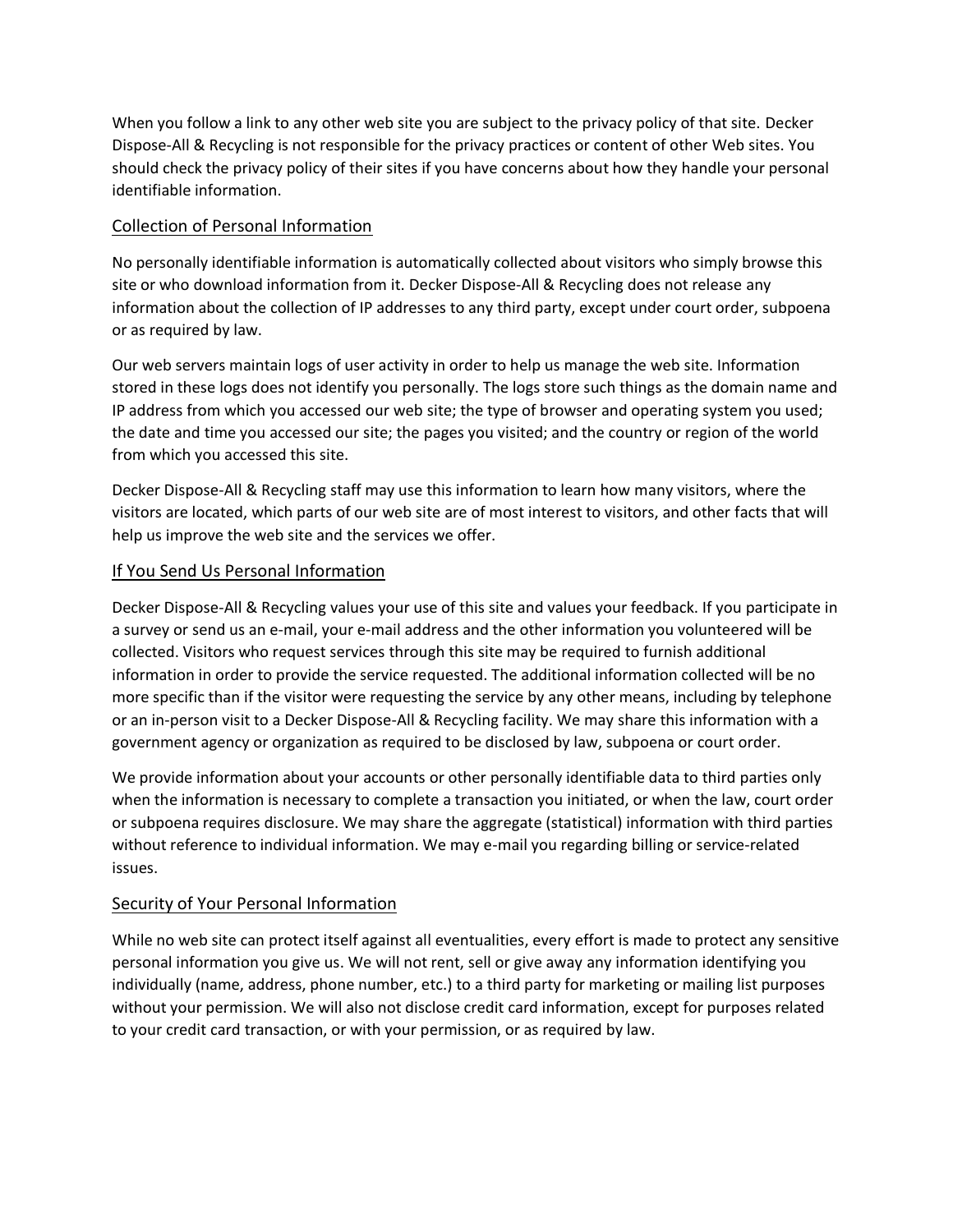When you follow a link to any other web site you are subject to the privacy policy of that site. Decker Dispose-All & Recycling is not responsible for the privacy practices or content of other Web sites. You should check the privacy policy of their sites if you have concerns about how they handle your personal identifiable information.

## Collection of Personal Information

No personally identifiable information is automatically collected about visitors who simply browse this site or who download information from it. Decker Dispose-All & Recycling does not release any information about the collection of IP addresses to any third party, except under court order, subpoena or as required by law.

Our web servers maintain logs of user activity in order to help us manage the web site. Information stored in these logs does not identify you personally. The logs store such things as the domain name and IP address from which you accessed our web site; the type of browser and operating system you used; the date and time you accessed our site; the pages you visited; and the country or region of the world from which you accessed this site.

Decker Dispose-All & Recycling staff may use this information to learn how many visitors, where the visitors are located, which parts of our web site are of most interest to visitors, and other facts that will help us improve the web site and the services we offer.

## If You Send Us Personal Information

Decker Dispose-All & Recycling values your use of this site and values your feedback. If you participate in a survey or send us an e-mail, your e-mail address and the other information you volunteered will be collected. Visitors who request services through this site may be required to furnish additional information in order to provide the service requested. The additional information collected will be no more specific than if the visitor were requesting the service by any other means, including by telephone or an in-person visit to a Decker Dispose-All & Recycling facility. We may share this information with a government agency or organization as required to be disclosed by law, subpoena or court order.

We provide information about your accounts or other personally identifiable data to third parties only when the information is necessary to complete a transaction you initiated, or when the law, court order or subpoena requires disclosure. We may share the aggregate (statistical) information with third parties without reference to individual information. We may e-mail you regarding billing or service-related issues.

## Security of Your Personal Information

While no web site can protect itself against all eventualities, every effort is made to protect any sensitive personal information you give us. We will not rent, sell or give away any information identifying you individually (name, address, phone number, etc.) to a third party for marketing or mailing list purposes without your permission. We will also not disclose credit card information, except for purposes related to your credit card transaction, or with your permission, or as required by law.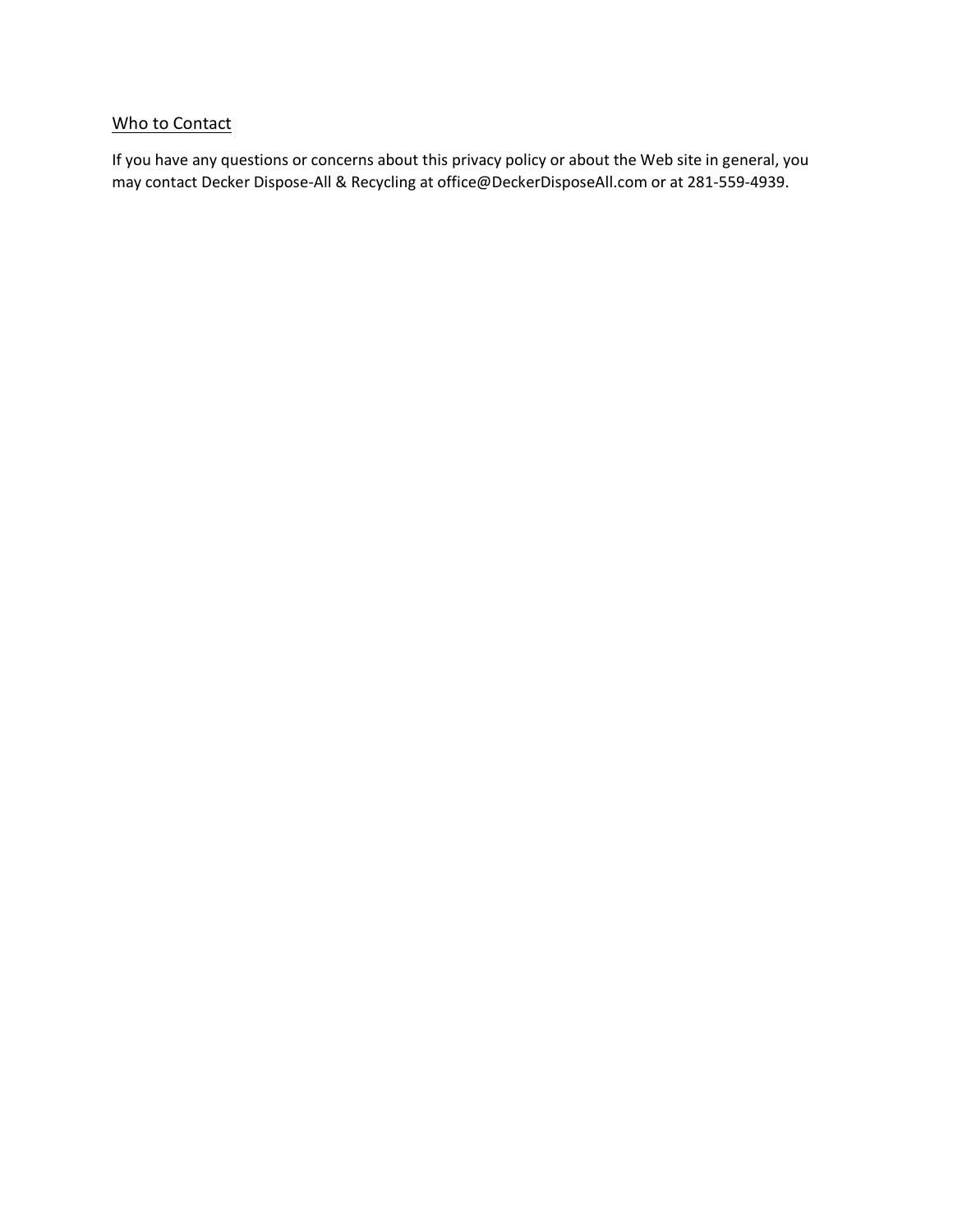## Who to Contact

If you have any questions or concerns about this privacy policy or about the Web site in general, you may contact Decker Dispose-All & Recycling at office@DeckerDisposeAll.com or at 281-559-4939.